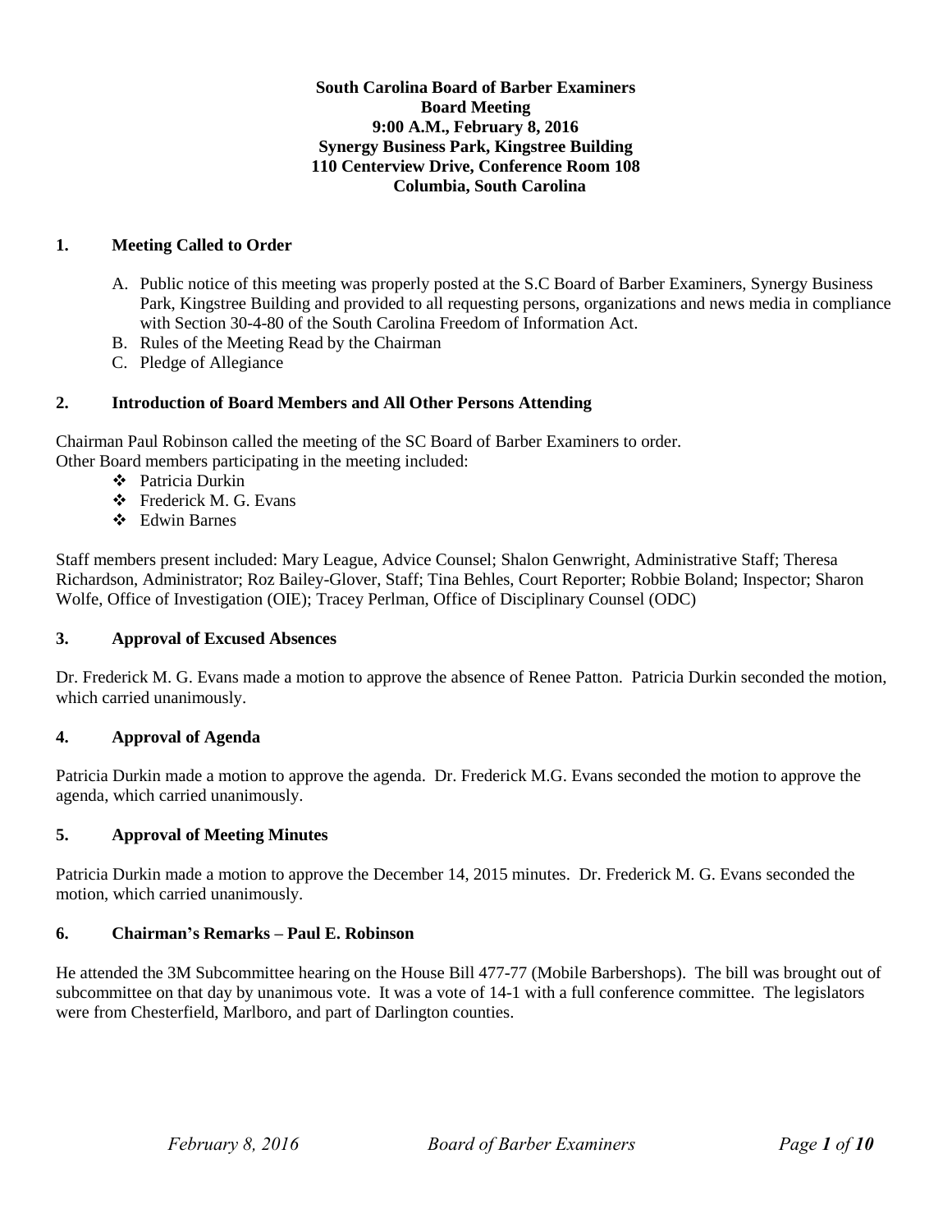**South Carolina Board of Barber Examiners**
**Board Meeting**
**9:00 A.M., February 8, 2016**
**Synergy Business Park, Kingstree Building**
**110 Centerview Drive, Conference Room 108**
**Columbia, South Carolina**

## 1. Meeting Called to Order

A. Public notice of this meeting was properly posted at the S.C Board of Barber Examiners, Synergy Business Park, Kingstree Building and provided to all requesting persons, organizations and news media in compliance with Section 30-4-80 of the South Carolina Freedom of Information Act.
B. Rules of the Meeting Read by the Chairman
C. Pledge of Allegiance

## 2. Introduction of Board Members and All Other Persons Attending

Chairman Paul Robinson called the meeting of the SC Board of Barber Examiners to order.
Other Board members participating in the meeting included:

- Patricia Durkin
- Frederick M. G. Evans
- Edwin Barnes

Staff members present included: Mary League, Advice Counsel; Shalon Genwright, Administrative Staff; Theresa Richardson, Administrator; Roz Bailey-Glover, Staff; Tina Behles, Court Reporter; Robbie Boland; Inspector; Sharon Wolfe, Office of Investigation (OIE); Tracey Perlman, Office of Disciplinary Counsel (ODC)

## 3. Approval of Excused Absences

Dr. Frederick M. G. Evans made a motion to approve the absence of Renee Patton. Patricia Durkin seconded the motion, which carried unanimously.

## 4. Approval of Agenda

Patricia Durkin made a motion to approve the agenda. Dr. Frederick M.G. Evans seconded the motion to approve the agenda, which carried unanimously.

## 5. Approval of Meeting Minutes

Patricia Durkin made a motion to approve the December 14, 2015 minutes. Dr. Frederick M. G. Evans seconded the motion, which carried unanimously.

## 6. Chairman's Remarks – Paul E. Robinson

He attended the 3M Subcommittee hearing on the House Bill 477-77 (Mobile Barbershops). The bill was brought out of subcommittee on that day by unanimous vote. It was a vote of 14-1 with a full conference committee. The legislators were from Chesterfield, Marlboro, and part of Darlington counties.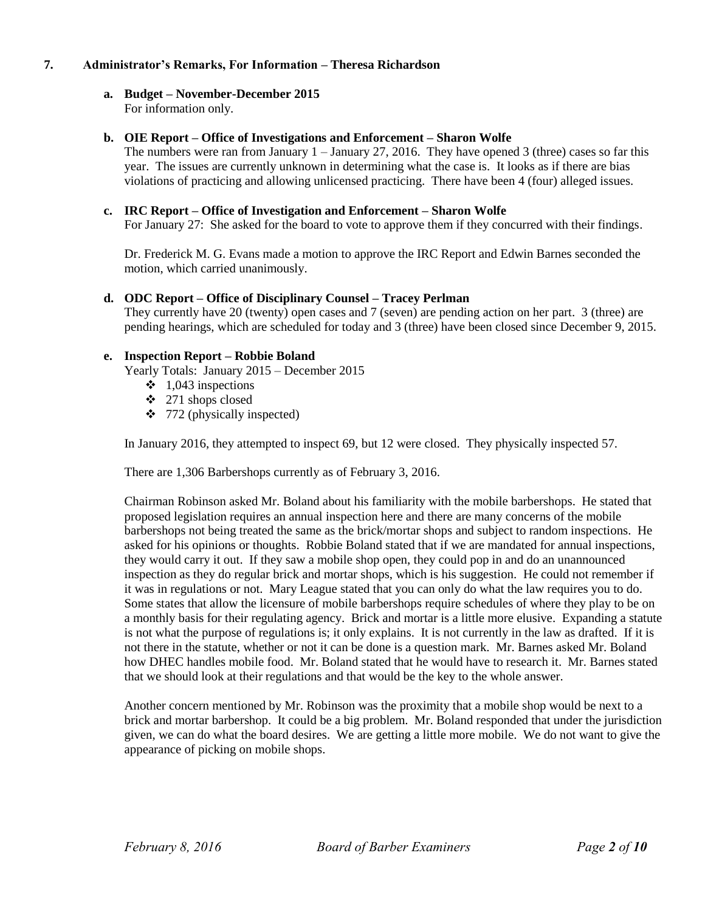**7. Administrator's Remarks, For Information – Theresa Richardson**

**a. Budget – November-December 2015**

For information only.

**b. OIE Report – Office of Investigations and Enforcement – Sharon Wolfe**

The numbers were ran from January 1 – January 27, 2016. They have opened 3 (three) cases so far this year. The issues are currently unknown in determining what the case is. It looks as if there are bias violations of practicing and allowing unlicensed practicing. There have been 4 (four) alleged issues.

**c. IRC Report – Office of Investigation and Enforcement – Sharon Wolfe**

For January 27: She asked for the board to vote to approve them if they concurred with their findings.

Dr. Frederick M. G. Evans made a motion to approve the IRC Report and Edwin Barnes seconded the motion, which carried unanimously.

**d. ODC Report – Office of Disciplinary Counsel – Tracey Perlman**

They currently have 20 (twenty) open cases and 7 (seven) are pending action on her part. 3 (three) are pending hearings, which are scheduled for today and 3 (three) have been closed since December 9, 2015.

**e. Inspection Report – Robbie Boland**

Yearly Totals: January 2015 – December 2015

- 1,043 inspections
- 271 shops closed
- 772 (physically inspected)

In January 2016, they attempted to inspect 69, but 12 were closed. They physically inspected 57.

There are 1,306 Barbershops currently as of February 3, 2016.

Chairman Robinson asked Mr. Boland about his familiarity with the mobile barbershops. He stated that proposed legislation requires an annual inspection here and there are many concerns of the mobile barbershops not being treated the same as the brick/mortar shops and subject to random inspections. He asked for his opinions or thoughts. Robbie Boland stated that if we are mandated for annual inspections, they would carry it out. If they saw a mobile shop open, they could pop in and do an unannounced inspection as they do regular brick and mortar shops, which is his suggestion. He could not remember if it was in regulations or not. Mary League stated that you can only do what the law requires you to do. Some states that allow the licensure of mobile barbershops require schedules of where they play to be on a monthly basis for their regulating agency. Brick and mortar is a little more elusive. Expanding a statute is not what the purpose of regulations is; it only explains. It is not currently in the law as drafted. If it is not there in the statute, whether or not it can be done is a question mark. Mr. Barnes asked Mr. Boland how DHEC handles mobile food. Mr. Boland stated that he would have to research it. Mr. Barnes stated that we should look at their regulations and that would be the key to the whole answer.

Another concern mentioned by Mr. Robinson was the proximity that a mobile shop would be next to a brick and mortar barbershop. It could be a big problem. Mr. Boland responded that under the jurisdiction given, we can do what the board desires. We are getting a little more mobile. We do not want to give the appearance of picking on mobile shops.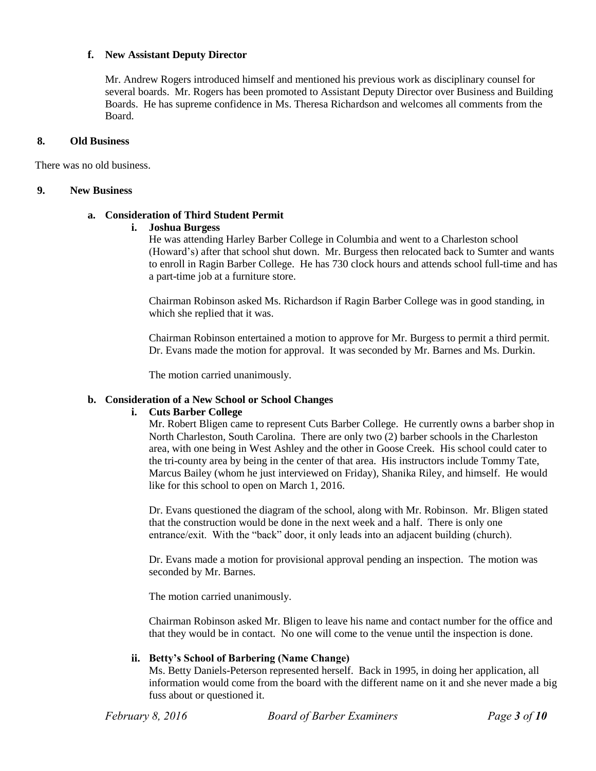**f. New Assistant Deputy Director**

Mr. Andrew Rogers introduced himself and mentioned his previous work as disciplinary counsel for several boards. Mr. Rogers has been promoted to Assistant Deputy Director over Business and Building Boards. He has supreme confidence in Ms. Theresa Richardson and welcomes all comments from the Board.

## 8. Old Business

There was no old business.

## 9. New Business

### a. Consideration of Third Student Permit

**i. Joshua Burgess**

He was attending Harley Barber College in Columbia and went to a Charleston school (Howard's) after that school shut down. Mr. Burgess then relocated back to Sumter and wants to enroll in Ragin Barber College. He has 730 clock hours and attends school full-time and has a part-time job at a furniture store.

Chairman Robinson asked Ms. Richardson if Ragin Barber College was in good standing, in which she replied that it was.

Chairman Robinson entertained a motion to approve for Mr. Burgess to permit a third permit. Dr. Evans made the motion for approval. It was seconded by Mr. Barnes and Ms. Durkin.

The motion carried unanimously.

### b. Consideration of a New School or School Changes

**i. Cuts Barber College**

Mr. Robert Bligen came to represent Cuts Barber College. He currently owns a barber shop in North Charleston, South Carolina. There are only two (2) barber schools in the Charleston area, with one being in West Ashley and the other in Goose Creek. His school could cater to the tri-county area by being in the center of that area. His instructors include Tommy Tate, Marcus Bailey (whom he just interviewed on Friday), Shanika Riley, and himself. He would like for this school to open on March 1, 2016.

Dr. Evans questioned the diagram of the school, along with Mr. Robinson. Mr. Bligen stated that the construction would be done in the next week and a half. There is only one entrance/exit. With the "back" door, it only leads into an adjacent building (church).

Dr. Evans made a motion for provisional approval pending an inspection. The motion was seconded by Mr. Barnes.

The motion carried unanimously.

Chairman Robinson asked Mr. Bligen to leave his name and contact number for the office and that they would be in contact. No one will come to the venue until the inspection is done.

**ii. Betty's School of Barbering (Name Change)**

Ms. Betty Daniels-Peterson represented herself. Back in 1995, in doing her application, all information would come from the board with the different name on it and she never made a big fuss about or questioned it.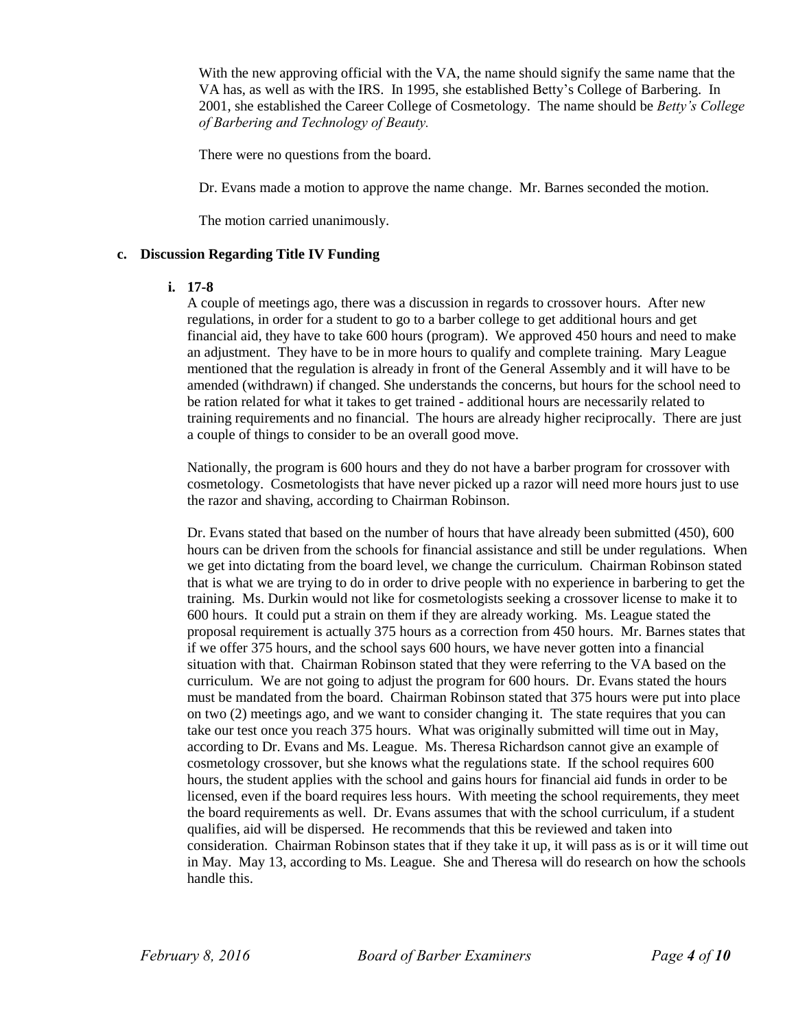With the new approving official with the VA, the name should signify the same name that the VA has, as well as with the IRS. In 1995, she established Betty's College of Barbering. In 2001, she established the Career College of Cosmetology. The name should be *Betty's College of Barbering and Technology of Beauty.*

There were no questions from the board.

Dr. Evans made a motion to approve the name change. Mr. Barnes seconded the motion.

The motion carried unanimously.

**c. Discussion Regarding Title IV Funding**

**i. 17-8**

A couple of meetings ago, there was a discussion in regards to crossover hours. After new regulations, in order for a student to go to a barber college to get additional hours and get financial aid, they have to take 600 hours (program). We approved 450 hours and need to make an adjustment. They have to be in more hours to qualify and complete training. Mary League mentioned that the regulation is already in front of the General Assembly and it will have to be amended (withdrawn) if changed. She understands the concerns, but hours for the school need to be ration related for what it takes to get trained - additional hours are necessarily related to training requirements and no financial. The hours are already higher reciprocally. There are just a couple of things to consider to be an overall good move.

Nationally, the program is 600 hours and they do not have a barber program for crossover with cosmetology. Cosmetologists that have never picked up a razor will need more hours just to use the razor and shaving, according to Chairman Robinson.

Dr. Evans stated that based on the number of hours that have already been submitted (450), 600 hours can be driven from the schools for financial assistance and still be under regulations. When we get into dictating from the board level, we change the curriculum. Chairman Robinson stated that is what we are trying to do in order to drive people with no experience in barbering to get the training. Ms. Durkin would not like for cosmetologists seeking a crossover license to make it to 600 hours. It could put a strain on them if they are already working. Ms. League stated the proposal requirement is actually 375 hours as a correction from 450 hours. Mr. Barnes states that if we offer 375 hours, and the school says 600 hours, we have never gotten into a financial situation with that. Chairman Robinson stated that they were referring to the VA based on the curriculum. We are not going to adjust the program for 600 hours. Dr. Evans stated the hours must be mandated from the board. Chairman Robinson stated that 375 hours were put into place on two (2) meetings ago, and we want to consider changing it. The state requires that you can take our test once you reach 375 hours. What was originally submitted will time out in May, according to Dr. Evans and Ms. League. Ms. Theresa Richardson cannot give an example of cosmetology crossover, but she knows what the regulations state. If the school requires 600 hours, the student applies with the school and gains hours for financial aid funds in order to be licensed, even if the board requires less hours. With meeting the school requirements, they meet the board requirements as well. Dr. Evans assumes that with the school curriculum, if a student qualifies, aid will be dispersed. He recommends that this be reviewed and taken into consideration. Chairman Robinson states that if they take it up, it will pass as is or it will time out in May. May 13, according to Ms. League. She and Theresa will do research on how the schools handle this.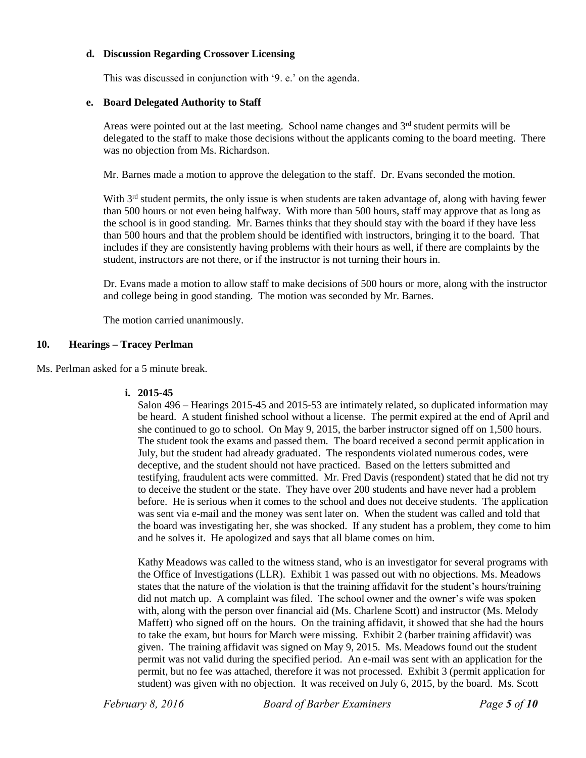### d. Discussion Regarding Crossover Licensing

This was discussed in conjunction with '9. e.' on the agenda.

### e. Board Delegated Authority to Staff

Areas were pointed out at the last meeting. School name changes and 3rd student permits will be delegated to the staff to make those decisions without the applicants coming to the board meeting. There was no objection from Ms. Richardson.

Mr. Barnes made a motion to approve the delegation to the staff. Dr. Evans seconded the motion.

With 3rd student permits, the only issue is when students are taken advantage of, along with having fewer than 500 hours or not even being halfway. With more than 500 hours, staff may approve that as long as the school is in good standing. Mr. Barnes thinks that they should stay with the board if they have less than 500 hours and that the problem should be identified with instructors, bringing it to the board. That includes if they are consistently having problems with their hours as well, if there are complaints by the student, instructors are not there, or if the instructor is not turning their hours in.

Dr. Evans made a motion to allow staff to make decisions of 500 hours or more, along with the instructor and college being in good standing. The motion was seconded by Mr. Barnes.

The motion carried unanimously.

## 10. Hearings – Tracey Perlman

Ms. Perlman asked for a 5 minute break.

### i. 2015-45

Salon 496 – Hearings 2015-45 and 2015-53 are intimately related, so duplicated information may be heard. A student finished school without a license. The permit expired at the end of April and she continued to go to school. On May 9, 2015, the barber instructor signed off on 1,500 hours. The student took the exams and passed them. The board received a second permit application in July, but the student had already graduated. The respondents violated numerous codes, were deceptive, and the student should not have practiced. Based on the letters submitted and testifying, fraudulent acts were committed. Mr. Fred Davis (respondent) stated that he did not try to deceive the student or the state. They have over 200 students and have never had a problem before. He is serious when it comes to the school and does not deceive students. The application was sent via e-mail and the money was sent later on. When the student was called and told that the board was investigating her, she was shocked. If any student has a problem, they come to him and he solves it. He apologized and says that all blame comes on him.

Kathy Meadows was called to the witness stand, who is an investigator for several programs with the Office of Investigations (LLR). Exhibit 1 was passed out with no objections. Ms. Meadows states that the nature of the violation is that the training affidavit for the student's hours/training did not match up. A complaint was filed. The school owner and the owner's wife was spoken with, along with the person over financial aid (Ms. Charlene Scott) and instructor (Ms. Melody Maffett) who signed off on the hours. On the training affidavit, it showed that she had the hours to take the exam, but hours for March were missing. Exhibit 2 (barber training affidavit) was given. The training affidavit was signed on May 9, 2015. Ms. Meadows found out the student permit was not valid during the specified period. An e-mail was sent with an application for the permit, but no fee was attached, therefore it was not processed. Exhibit 3 (permit application for student) was given with no objection. It was received on July 6, 2015, by the board. Ms. Scott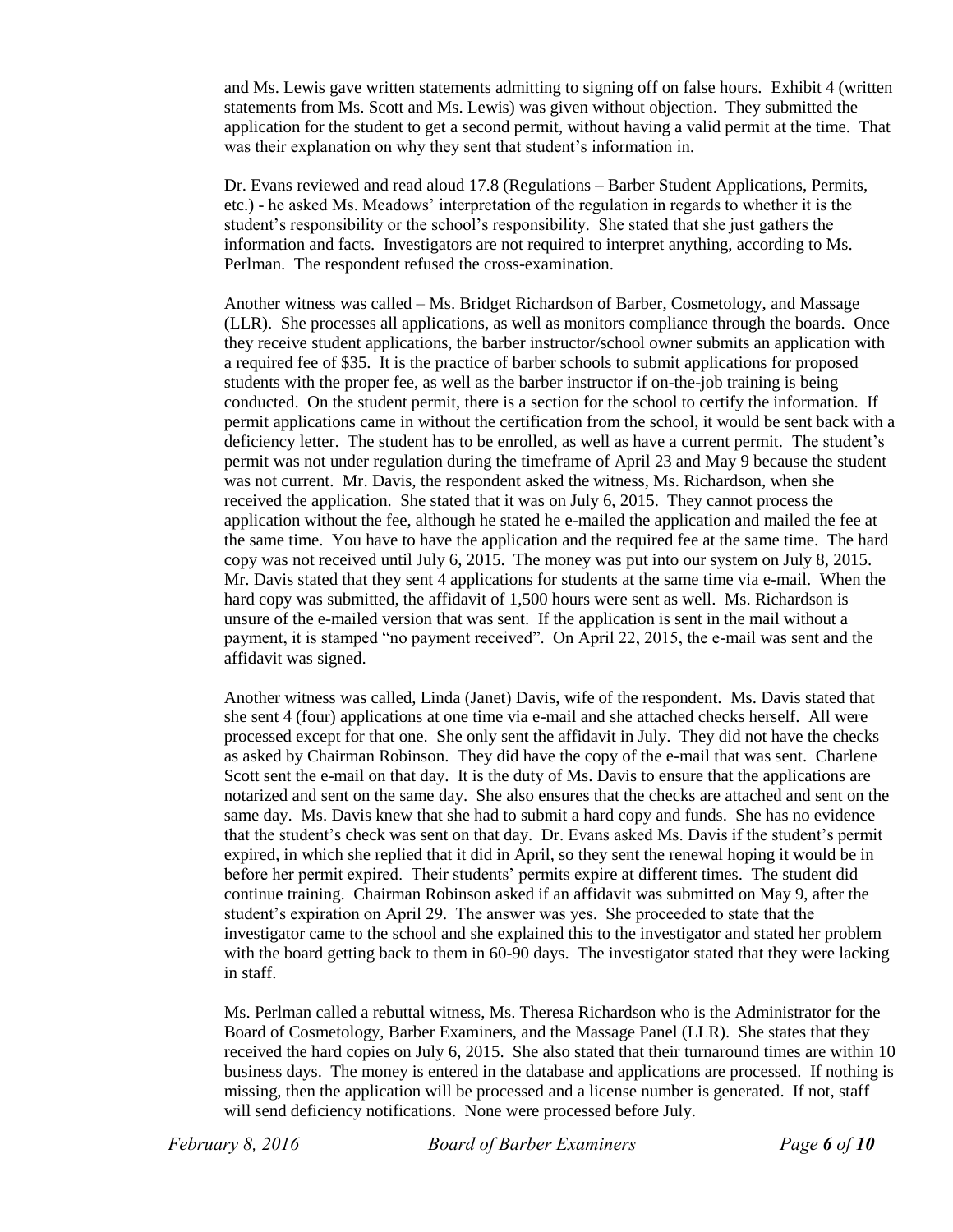and Ms. Lewis gave written statements admitting to signing off on false hours. Exhibit 4 (written statements from Ms. Scott and Ms. Lewis) was given without objection. They submitted the application for the student to get a second permit, without having a valid permit at the time. That was their explanation on why they sent that student's information in.

Dr. Evans reviewed and read aloud 17.8 (Regulations – Barber Student Applications, Permits, etc.) - he asked Ms. Meadows' interpretation of the regulation in regards to whether it is the student's responsibility or the school's responsibility. She stated that she just gathers the information and facts. Investigators are not required to interpret anything, according to Ms. Perlman. The respondent refused the cross-examination.

Another witness was called – Ms. Bridget Richardson of Barber, Cosmetology, and Massage (LLR). She processes all applications, as well as monitors compliance through the boards. Once they receive student applications, the barber instructor/school owner submits an application with a required fee of $35. It is the practice of barber schools to submit applications for proposed students with the proper fee, as well as the barber instructor if on-the-job training is being conducted. On the student permit, there is a section for the school to certify the information. If permit applications came in without the certification from the school, it would be sent back with a deficiency letter. The student has to be enrolled, as well as have a current permit. The student's permit was not under regulation during the timeframe of April 23 and May 9 because the student was not current. Mr. Davis, the respondent asked the witness, Ms. Richardson, when she received the application. She stated that it was on July 6, 2015. They cannot process the application without the fee, although he stated he e-mailed the application and mailed the fee at the same time. You have to have the application and the required fee at the same time. The hard copy was not received until July 6, 2015. The money was put into our system on July 8, 2015. Mr. Davis stated that they sent 4 applications for students at the same time via e-mail. When the hard copy was submitted, the affidavit of 1,500 hours were sent as well. Ms. Richardson is unsure of the e-mailed version that was sent. If the application is sent in the mail without a payment, it is stamped "no payment received". On April 22, 2015, the e-mail was sent and the affidavit was signed.

Another witness was called, Linda (Janet) Davis, wife of the respondent. Ms. Davis stated that she sent 4 (four) applications at one time via e-mail and she attached checks herself. All were processed except for that one. She only sent the affidavit in July. They did not have the checks as asked by Chairman Robinson. They did have the copy of the e-mail that was sent. Charlene Scott sent the e-mail on that day. It is the duty of Ms. Davis to ensure that the applications are notarized and sent on the same day. She also ensures that the checks are attached and sent on the same day. Ms. Davis knew that she had to submit a hard copy and funds. She has no evidence that the student's check was sent on that day. Dr. Evans asked Ms. Davis if the student's permit expired, in which she replied that it did in April, so they sent the renewal hoping it would be in before her permit expired. Their students' permits expire at different times. The student did continue training. Chairman Robinson asked if an affidavit was submitted on May 9, after the student's expiration on April 29. The answer was yes. She proceeded to state that the investigator came to the school and she explained this to the investigator and stated her problem with the board getting back to them in 60-90 days. The investigator stated that they were lacking in staff.

Ms. Perlman called a rebuttal witness, Ms. Theresa Richardson who is the Administrator for the Board of Cosmetology, Barber Examiners, and the Massage Panel (LLR). She states that they received the hard copies on July 6, 2015. She also stated that their turnaround times are within 10 business days. The money is entered in the database and applications are processed. If nothing is missing, then the application will be processed and a license number is generated. If not, staff will send deficiency notifications. None were processed before July.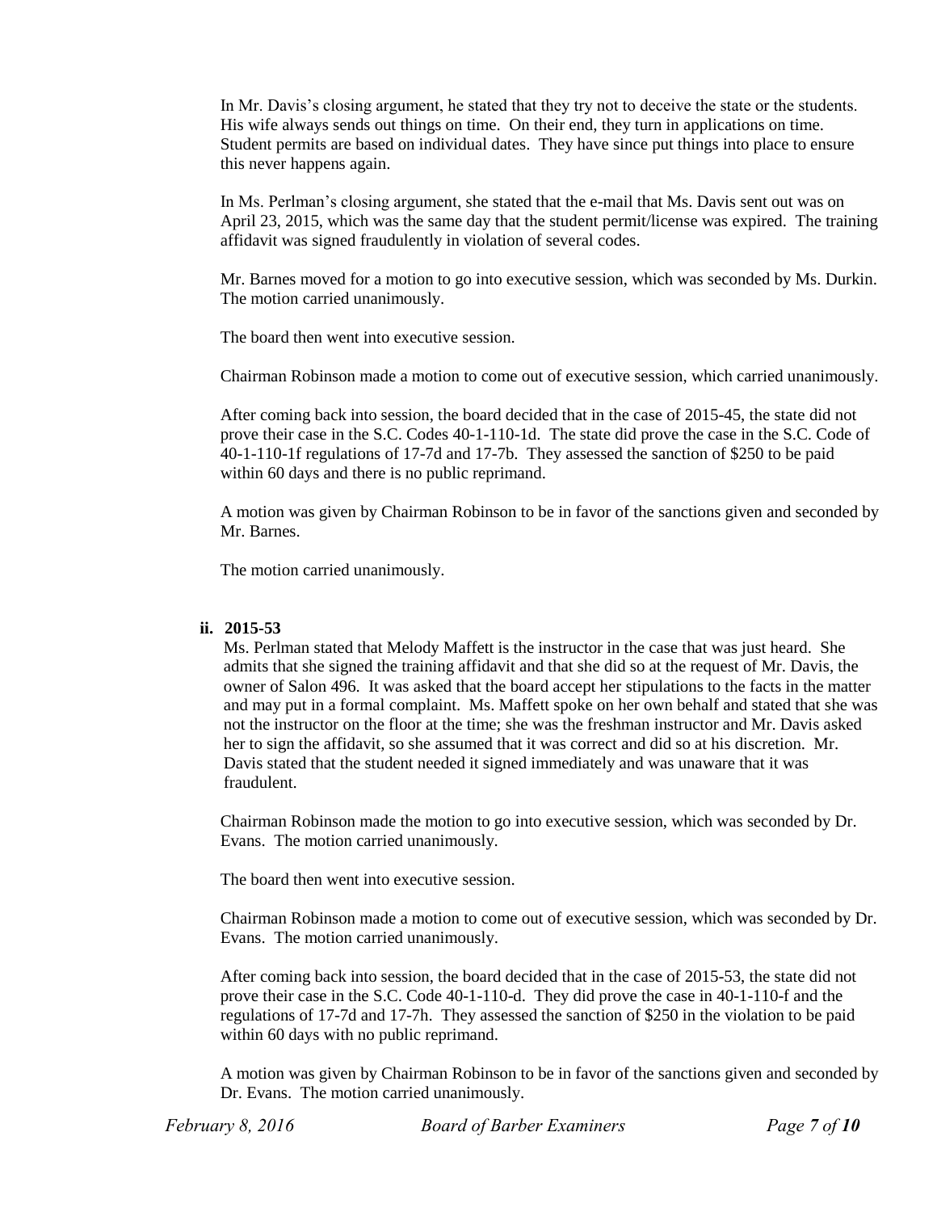In Mr. Davis's closing argument, he stated that they try not to deceive the state or the students. His wife always sends out things on time. On their end, they turn in applications on time. Student permits are based on individual dates. They have since put things into place to ensure this never happens again.

In Ms. Perlman's closing argument, she stated that the e-mail that Ms. Davis sent out was on April 23, 2015, which was the same day that the student permit/license was expired. The training affidavit was signed fraudulently in violation of several codes.

Mr. Barnes moved for a motion to go into executive session, which was seconded by Ms. Durkin. The motion carried unanimously.

The board then went into executive session.

Chairman Robinson made a motion to come out of executive session, which carried unanimously.

After coming back into session, the board decided that in the case of 2015-45, the state did not prove their case in the S.C. Codes 40-1-110-1d. The state did prove the case in the S.C. Code of 40-1-110-1f regulations of 17-7d and 17-7b. They assessed the sanction of $250 to be paid within 60 days and there is no public reprimand.

A motion was given by Chairman Robinson to be in favor of the sanctions given and seconded by Mr. Barnes.

The motion carried unanimously.

**ii. 2015-53**

Ms. Perlman stated that Melody Maffett is the instructor in the case that was just heard. She admits that she signed the training affidavit and that she did so at the request of Mr. Davis, the owner of Salon 496. It was asked that the board accept her stipulations to the facts in the matter and may put in a formal complaint. Ms. Maffett spoke on her own behalf and stated that she was not the instructor on the floor at the time; she was the freshman instructor and Mr. Davis asked her to sign the affidavit, so she assumed that it was correct and did so at his discretion. Mr. Davis stated that the student needed it signed immediately and was unaware that it was fraudulent.

Chairman Robinson made the motion to go into executive session, which was seconded by Dr. Evans. The motion carried unanimously.

The board then went into executive session.

Chairman Robinson made a motion to come out of executive session, which was seconded by Dr. Evans. The motion carried unanimously.

After coming back into session, the board decided that in the case of 2015-53, the state did not prove their case in the S.C. Code 40-1-110-d. They did prove the case in 40-1-110-f and the regulations of 17-7d and 17-7h. They assessed the sanction of $250 in the violation to be paid within 60 days with no public reprimand.

A motion was given by Chairman Robinson to be in favor of the sanctions given and seconded by Dr. Evans. The motion carried unanimously.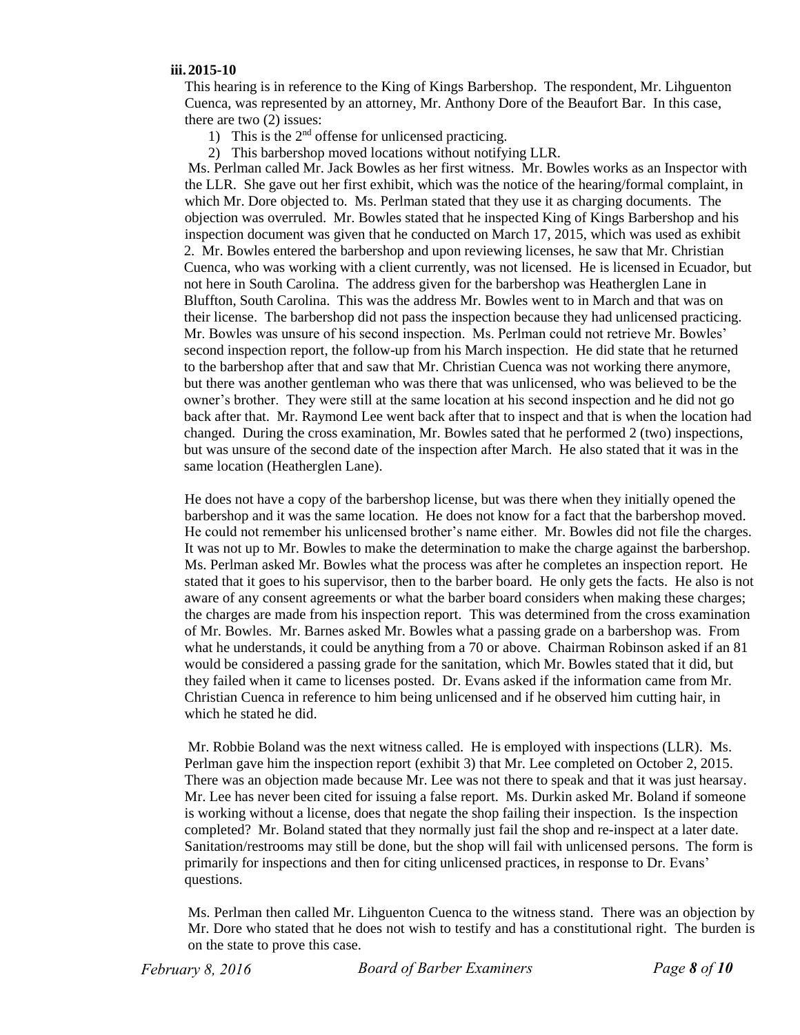**iii. 2015-10**

This hearing is in reference to the King of Kings Barbershop. The respondent, Mr. Lihguenton Cuenca, was represented by an attorney, Mr. Anthony Dore of the Beaufort Bar. In this case, there are two (2) issues:

1) This is the 2nd offense for unlicensed practicing.
2) This barbershop moved locations without notifying LLR.

Ms. Perlman called Mr. Jack Bowles as her first witness. Mr. Bowles works as an Inspector with the LLR. She gave out her first exhibit, which was the notice of the hearing/formal complaint, in which Mr. Dore objected to. Ms. Perlman stated that they use it as charging documents. The objection was overruled. Mr. Bowles stated that he inspected King of Kings Barbershop and his inspection document was given that he conducted on March 17, 2015, which was used as exhibit 2. Mr. Bowles entered the barbershop and upon reviewing licenses, he saw that Mr. Christian Cuenca, who was working with a client currently, was not licensed. He is licensed in Ecuador, but not here in South Carolina. The address given for the barbershop was Heatherglen Lane in Bluffton, South Carolina. This was the address Mr. Bowles went to in March and that was on their license. The barbershop did not pass the inspection because they had unlicensed practicing. Mr. Bowles was unsure of his second inspection. Ms. Perlman could not retrieve Mr. Bowles' second inspection report, the follow-up from his March inspection. He did state that he returned to the barbershop after that and saw that Mr. Christian Cuenca was not working there anymore, but there was another gentleman who was there that was unlicensed, who was believed to be the owner's brother. They were still at the same location at his second inspection and he did not go back after that. Mr. Raymond Lee went back after that to inspect and that is when the location had changed. During the cross examination, Mr. Bowles sated that he performed 2 (two) inspections, but was unsure of the second date of the inspection after March. He also stated that it was in the same location (Heatherglen Lane).

He does not have a copy of the barbershop license, but was there when they initially opened the barbershop and it was the same location. He does not know for a fact that the barbershop moved. He could not remember his unlicensed brother's name either. Mr. Bowles did not file the charges. It was not up to Mr. Bowles to make the determination to make the charge against the barbershop. Ms. Perlman asked Mr. Bowles what the process was after he completes an inspection report. He stated that it goes to his supervisor, then to the barber board. He only gets the facts. He also is not aware of any consent agreements or what the barber board considers when making these charges; the charges are made from his inspection report. This was determined from the cross examination of Mr. Bowles. Mr. Barnes asked Mr. Bowles what a passing grade on a barbershop was. From what he understands, it could be anything from a 70 or above. Chairman Robinson asked if an 81 would be considered a passing grade for the sanitation, which Mr. Bowles stated that it did, but they failed when it came to licenses posted. Dr. Evans asked if the information came from Mr. Christian Cuenca in reference to him being unlicensed and if he observed him cutting hair, in which he stated he did.

Mr. Robbie Boland was the next witness called. He is employed with inspections (LLR). Ms. Perlman gave him the inspection report (exhibit 3) that Mr. Lee completed on October 2, 2015. There was an objection made because Mr. Lee was not there to speak and that it was just hearsay. Mr. Lee has never been cited for issuing a false report. Ms. Durkin asked Mr. Boland if someone is working without a license, does that negate the shop failing their inspection. Is the inspection completed? Mr. Boland stated that they normally just fail the shop and re-inspect at a later date. Sanitation/restrooms may still be done, but the shop will fail with unlicensed persons. The form is primarily for inspections and then for citing unlicensed practices, in response to Dr. Evans' questions.

Ms. Perlman then called Mr. Lihguenton Cuenca to the witness stand. There was an objection by Mr. Dore who stated that he does not wish to testify and has a constitutional right. The burden is on the state to prove this case.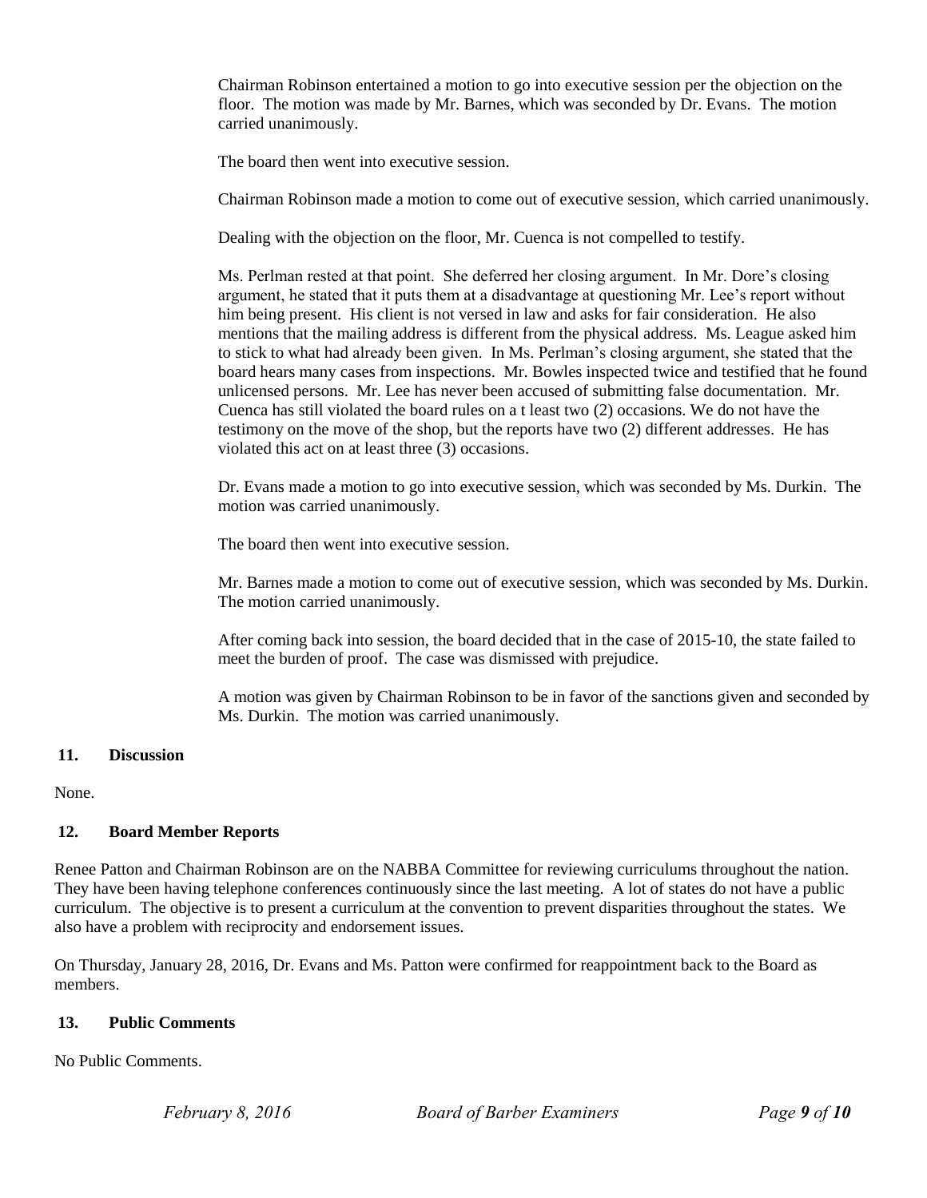Chairman Robinson entertained a motion to go into executive session per the objection on the floor. The motion was made by Mr. Barnes, which was seconded by Dr. Evans. The motion carried unanimously.

The board then went into executive session.

Chairman Robinson made a motion to come out of executive session, which carried unanimously.

Dealing with the objection on the floor, Mr. Cuenca is not compelled to testify.

Ms. Perlman rested at that point. She deferred her closing argument. In Mr. Dore's closing argument, he stated that it puts them at a disadvantage at questioning Mr. Lee's report without him being present. His client is not versed in law and asks for fair consideration. He also mentions that the mailing address is different from the physical address. Ms. League asked him to stick to what had already been given. In Ms. Perlman's closing argument, she stated that the board hears many cases from inspections. Mr. Bowles inspected twice and testified that he found unlicensed persons. Mr. Lee has never been accused of submitting false documentation. Mr. Cuenca has still violated the board rules on a t least two (2) occasions. We do not have the testimony on the move of the shop, but the reports have two (2) different addresses. He has violated this act on at least three (3) occasions.

Dr. Evans made a motion to go into executive session, which was seconded by Ms. Durkin. The motion was carried unanimously.

The board then went into executive session.

Mr. Barnes made a motion to come out of executive session, which was seconded by Ms. Durkin. The motion carried unanimously.

After coming back into session, the board decided that in the case of 2015-10, the state failed to meet the burden of proof. The case was dismissed with prejudice.

A motion was given by Chairman Robinson to be in favor of the sanctions given and seconded by Ms. Durkin. The motion was carried unanimously.

## 11. Discussion

None.

## 12. Board Member Reports

Renee Patton and Chairman Robinson are on the NABBA Committee for reviewing curriculums throughout the nation. They have been having telephone conferences continuously since the last meeting. A lot of states do not have a public curriculum. The objective is to present a curriculum at the convention to prevent disparities throughout the states. We also have a problem with reciprocity and endorsement issues.

On Thursday, January 28, 2016, Dr. Evans and Ms. Patton were confirmed for reappointment back to the Board as members.

## 13. Public Comments

No Public Comments.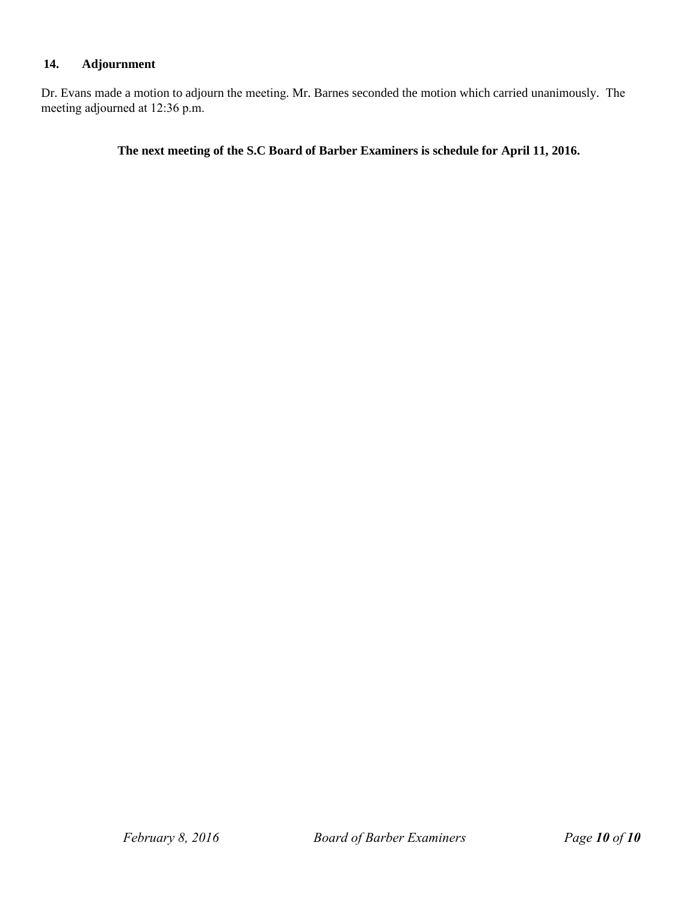## 14. Adjournment

Dr. Evans made a motion to adjourn the meeting. Mr. Barnes seconded the motion which carried unanimously. The meeting adjourned at 12:36 p.m.

**The next meeting of the S.C Board of Barber Examiners is schedule for April 11, 2016.**